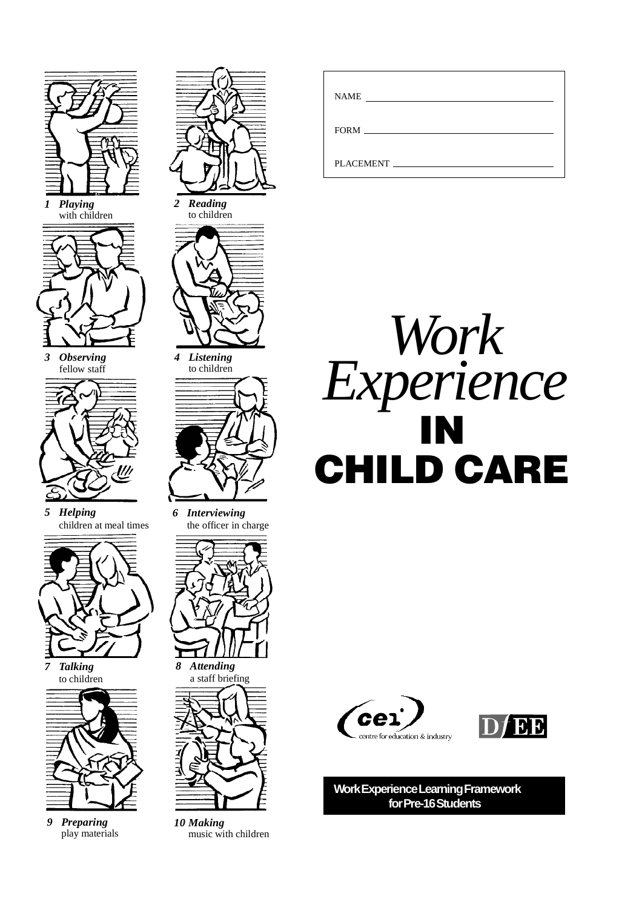NAME ______________________________

FORM ______________________________

PLACEMENT ______________________________

# *Work Experience* IN CHILD CARE

1 ***Playing*** with children

2 ***Reading*** to children

3 ***Observing*** fellow staff

4 ***Listening*** to children

5 ***Helping*** children at meal times

6 ***Interviewing*** the officer in charge

7 ***Talking*** to children

8 ***Attending*** a staff briefing

9 ***Preparing*** play materials

10 ***Making*** music with children

cei centre for education & industry

DfEE

**Work Experience Learning Framework for Pre-16 Students**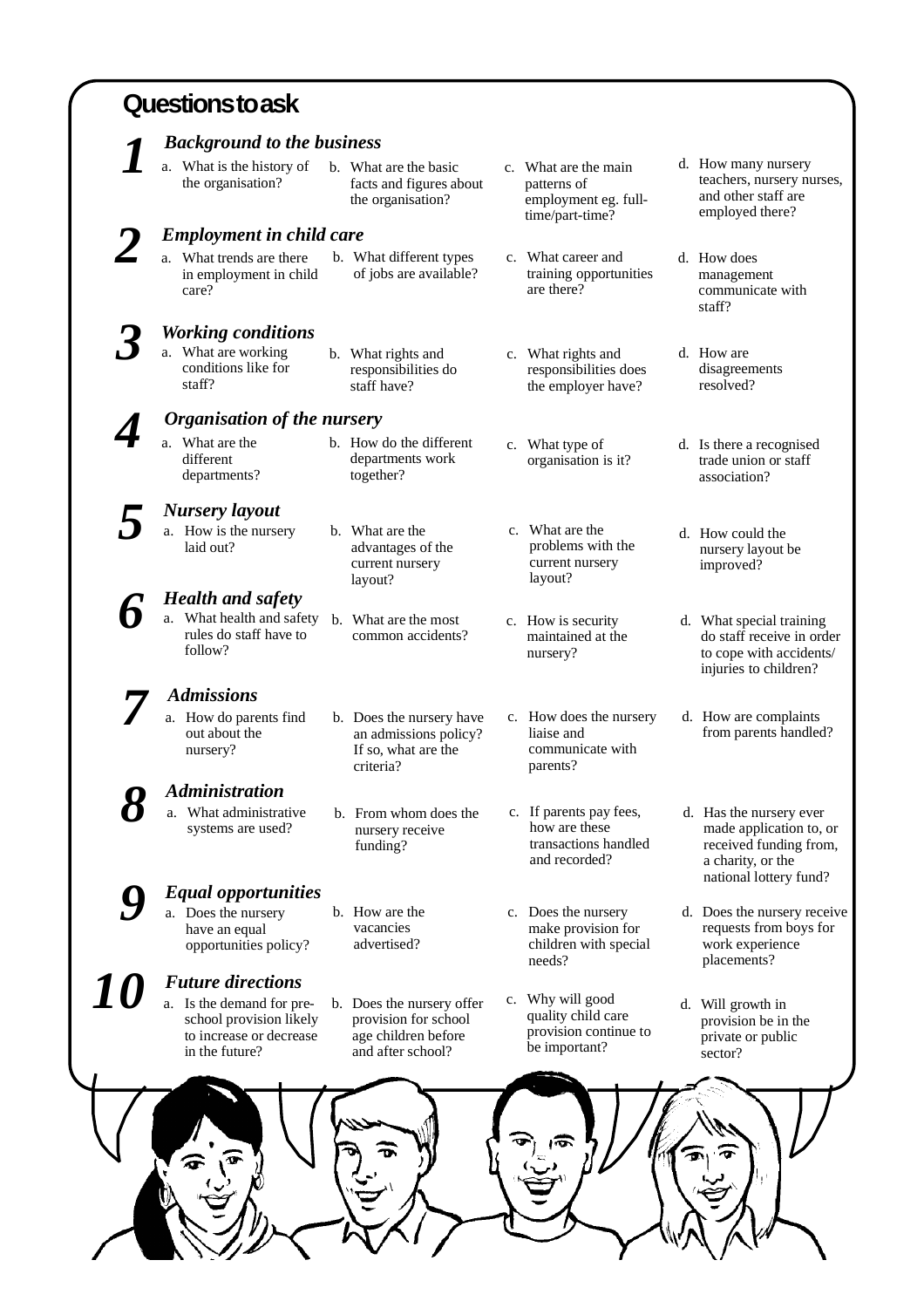# Questions to ask

## 1 *Background to the business*

a. What is the history of the organisation?

b. What are the basic facts and figures about the organisation?

c. What are the main patterns of employment eg. full-time/part-time?

d. How many nursery teachers, nursery nurses, and other staff are employed there?

## 2 *Employment in child care*

a. What trends are there in employment in child care?

b. What different types of jobs are available?

c. What career and training opportunities are there?

d. How does management communicate with staff?

## 3 *Working conditions*

a. What are working conditions like for staff?

b. What rights and responsibilities do staff have?

c. What rights and responsibilities does the employer have?

d. How are disagreements resolved?

## 4 *Organisation of the nursery*

a. What are the different departments?

b. How do the different departments work together?

c. What type of organisation is it?

d. Is there a recognised trade union or staff association?

## 5 *Nursery layout*

a. How is the nursery laid out?

b. What are the advantages of the current nursery layout?

c. What are the problems with the current nursery layout?

d. How could the nursery layout be improved?

## 6 *Health and safety*

a. What health and safety rules do staff have to follow?

b. What are the most common accidents?

c. How is security maintained at the nursery?

d. What special training do staff receive in order to cope with accidents/ injuries to children?

## 7 *Admissions*

a. How do parents find out about the nursery?

b. Does the nursery have an admissions policy? If so, what are the criteria?

c. How does the nursery liaise and communicate with parents?

d. How are complaints from parents handled?

## 8 *Administration*

a. What administrative systems are used?

b. From whom does the nursery receive funding?

c. If parents pay fees, how are these transactions handled and recorded?

d. Has the nursery ever made application to, or received funding from, a charity, or the national lottery fund?

## 9 *Equal opportunities*

a. Does the nursery have an equal opportunities policy?

b. How are the vacancies advertised?

c. Does the nursery make provision for children with special needs?

d. Does the nursery receive requests from boys for work experience placements?

## 10 *Future directions*

a. Is the demand for pre-school provision likely to increase or decrease in the future?

b. Does the nursery offer provision for school age children before and after school?

c. Why will good quality child care provision continue to be important?

d. Will growth in provision be in the private or public sector?